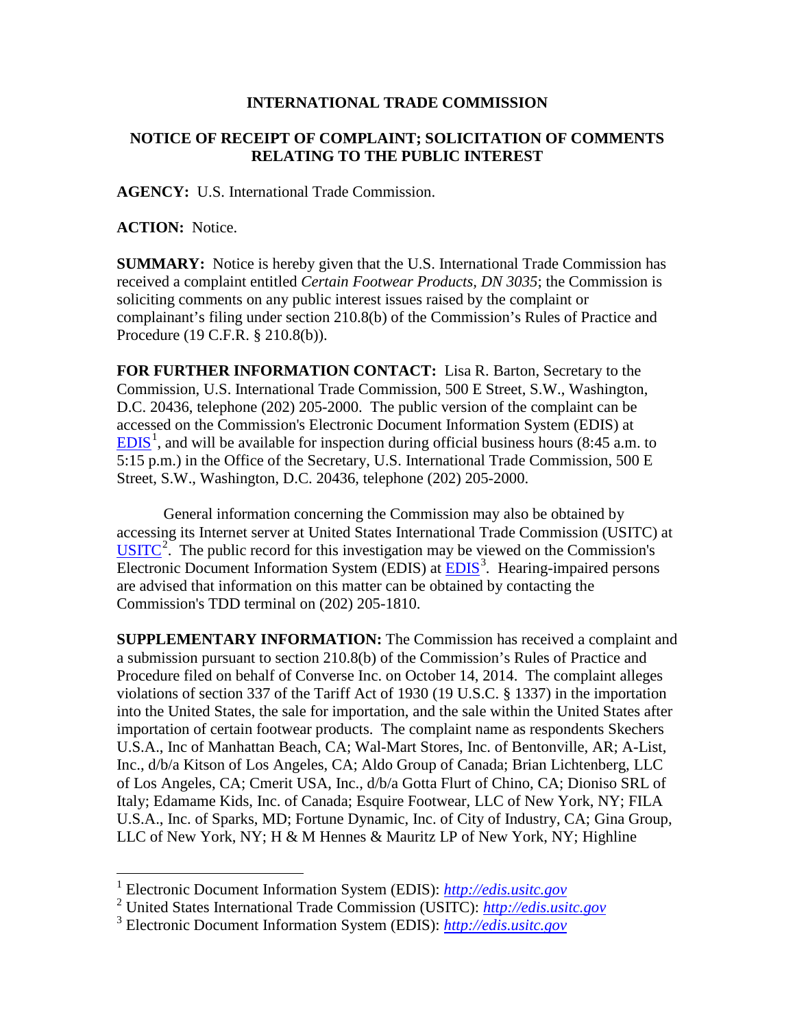**INTERNATIONAL TRADE COMMISSION**

**NOTICE OF RECEIPT OF COMPLAINT; SOLICITATION OF COMMENTS RELATING TO THE PUBLIC INTEREST**

**AGENCY:** U.S. International Trade Commission.

**ACTION:** Notice.

**SUMMARY:** Notice is hereby given that the U.S. International Trade Commission has received a complaint entitled *Certain Footwear Products, DN 3035*; the Commission is soliciting comments on any public interest issues raised by the complaint or complainant's filing under section 210.8(b) of the Commission's Rules of Practice and Procedure (19 C.F.R. § 210.8(b)).

**FOR FURTHER INFORMATION CONTACT:** Lisa R. Barton, Secretary to the Commission, U.S. International Trade Commission, 500 E Street, S.W., Washington, D.C. 20436, telephone (202) 205-2000. The public version of the complaint can be accessed on the Commission's Electronic Document Information System (EDIS) at EDIS[1], and will be available for inspection during official business hours (8:45 a.m. to 5:15 p.m.) in the Office of the Secretary, U.S. International Trade Commission, 500 E Street, S.W., Washington, D.C. 20436, telephone (202) 205-2000.

General information concerning the Commission may also be obtained by accessing its Internet server at United States International Trade Commission (USITC) at USITC[2]. The public record for this investigation may be viewed on the Commission's Electronic Document Information System (EDIS) at EDIS[3]. Hearing-impaired persons are advised that information on this matter can be obtained by contacting the Commission's TDD terminal on (202) 205-1810.

**SUPPLEMENTARY INFORMATION:** The Commission has received a complaint and a submission pursuant to section 210.8(b) of the Commission's Rules of Practice and Procedure filed on behalf of Converse Inc. on October 14, 2014. The complaint alleges violations of section 337 of the Tariff Act of 1930 (19 U.S.C. § 1337) in the importation into the United States, the sale for importation, and the sale within the United States after importation of certain footwear products. The complaint name as respondents Skechers U.S.A., Inc of Manhattan Beach, CA; Wal-Mart Stores, Inc. of Bentonville, AR; A-List, Inc., d/b/a Kitson of Los Angeles, CA; Aldo Group of Canada; Brian Lichtenberg, LLC of Los Angeles, CA; Cmerit USA, Inc., d/b/a Gotta Flurt of Chino, CA; Dioniso SRL of Italy; Edamame Kids, Inc. of Canada; Esquire Footwear, LLC of New York, NY; FILA U.S.A., Inc. of Sparks, MD; Fortune Dynamic, Inc. of City of Industry, CA; Gina Group, LLC of New York, NY; H & M Hennes & Mauritz LP of New York, NY; Highline

[1] Electronic Document Information System (EDIS): *http://edis.usitc.gov*

[2] United States International Trade Commission (USITC): *http://edis.usitc.gov*

[3] Electronic Document Information System (EDIS): *http://edis.usitc.gov*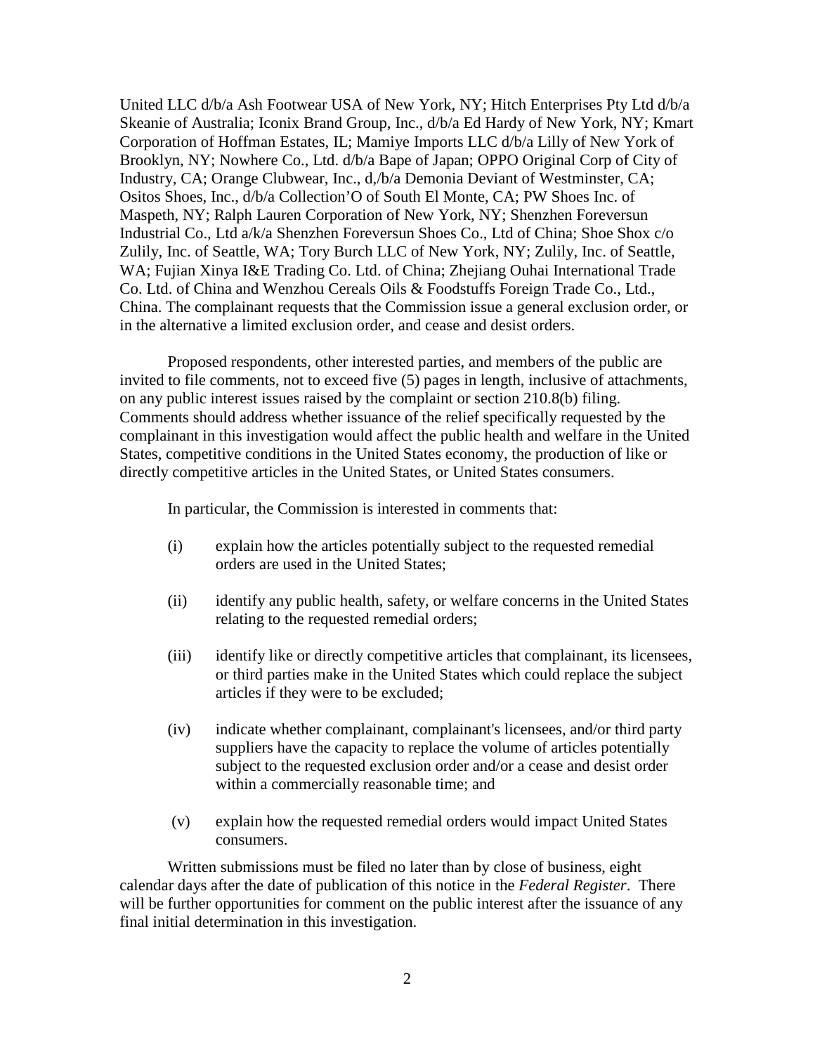United LLC d/b/a Ash Footwear USA of New York, NY; Hitch Enterprises Pty Ltd d/b/a Skeanie of Australia; Iconix Brand Group, Inc., d/b/a Ed Hardy of New York, NY; Kmart Corporation of Hoffman Estates, IL; Mamiye Imports LLC d/b/a Lilly of New York of Brooklyn, NY; Nowhere Co., Ltd. d/b/a Bape of Japan; OPPO Original Corp of City of Industry, CA; Orange Clubwear, Inc., d,/b/a Demonia Deviant of Westminster, CA; Ositos Shoes, Inc., d/b/a Collection'O of South El Monte, CA; PW Shoes Inc. of Maspeth, NY; Ralph Lauren Corporation of New York, NY; Shenzhen Foreversun Industrial Co., Ltd a/k/a Shenzhen Foreversun Shoes Co., Ltd of China; Shoe Shox c/o Zulily, Inc. of Seattle, WA; Tory Burch LLC of New York, NY; Zulily, Inc. of Seattle, WA; Fujian Xinya I&E Trading Co. Ltd. of China; Zhejiang Ouhai International Trade Co. Ltd. of China and Wenzhou Cereals Oils & Foodstuffs Foreign Trade Co., Ltd., China. The complainant requests that the Commission issue a general exclusion order, or in the alternative a limited exclusion order, and cease and desist orders.

Proposed respondents, other interested parties, and members of the public are invited to file comments, not to exceed five (5) pages in length, inclusive of attachments, on any public interest issues raised by the complaint or section 210.8(b) filing. Comments should address whether issuance of the relief specifically requested by the complainant in this investigation would affect the public health and welfare in the United States, competitive conditions in the United States economy, the production of like or directly competitive articles in the United States, or United States consumers.

In particular, the Commission is interested in comments that:

(i) explain how the articles potentially subject to the requested remedial orders are used in the United States;

(ii) identify any public health, safety, or welfare concerns in the United States relating to the requested remedial orders;

(iii) identify like or directly competitive articles that complainant, its licensees, or third parties make in the United States which could replace the subject articles if they were to be excluded;

(iv) indicate whether complainant, complainant's licensees, and/or third party suppliers have the capacity to replace the volume of articles potentially subject to the requested exclusion order and/or a cease and desist order within a commercially reasonable time; and

(v) explain how the requested remedial orders would impact United States consumers.

Written submissions must be filed no later than by close of business, eight calendar days after the date of publication of this notice in the *Federal Register*. There will be further opportunities for comment on the public interest after the issuance of any final initial determination in this investigation.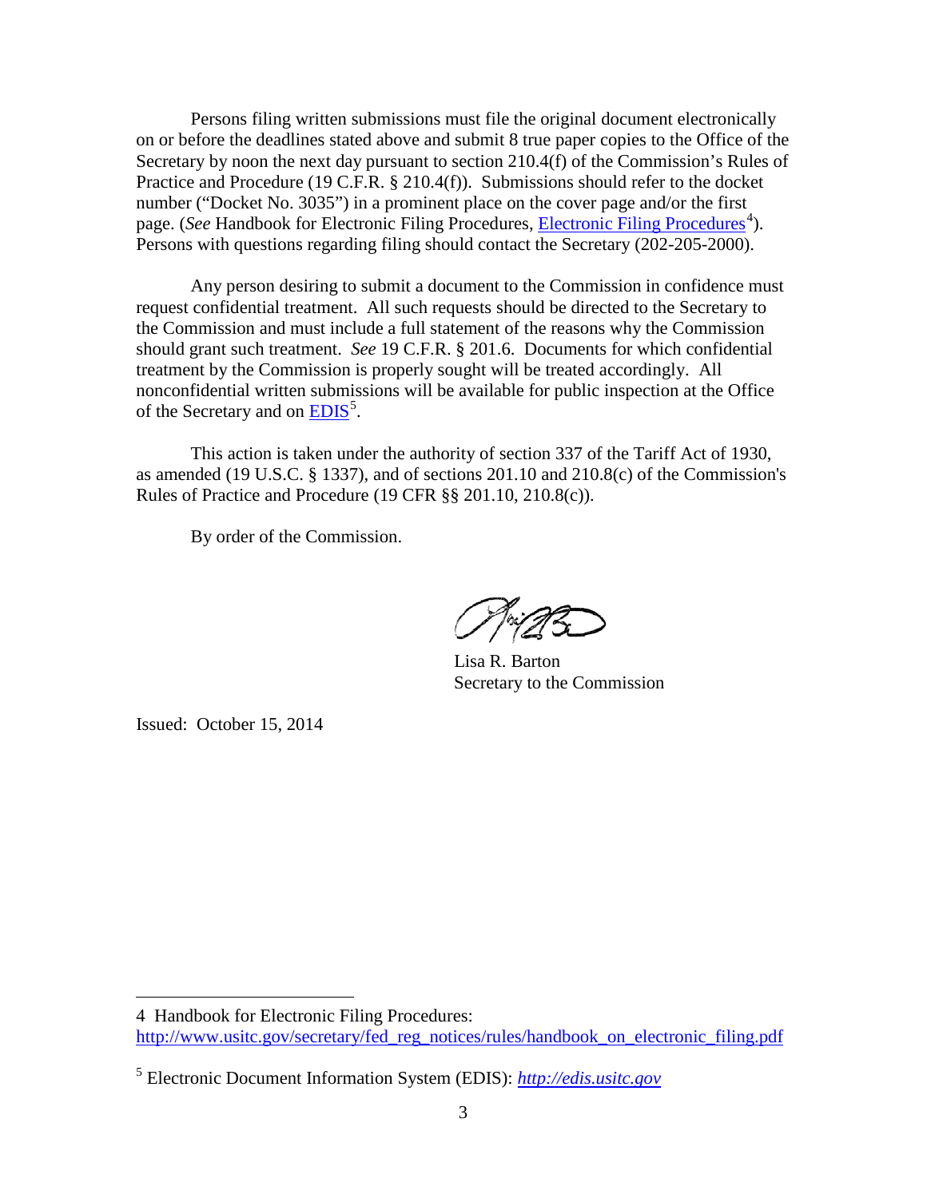Persons filing written submissions must file the original document electronically on or before the deadlines stated above and submit 8 true paper copies to the Office of the Secretary by noon the next day pursuant to section 210.4(f) of the Commission's Rules of Practice and Procedure (19 C.F.R. § 210.4(f)). Submissions should refer to the docket number ("Docket No. 3035") in a prominent place on the cover page and/or the first page. (*See* Handbook for Electronic Filing Procedures, Electronic Filing Procedures[4]). Persons with questions regarding filing should contact the Secretary (202-205-2000).

Any person desiring to submit a document to the Commission in confidence must request confidential treatment. All such requests should be directed to the Secretary to the Commission and must include a full statement of the reasons why the Commission should grant such treatment. *See* 19 C.F.R. § 201.6. Documents for which confidential treatment by the Commission is properly sought will be treated accordingly. All nonconfidential written submissions will be available for public inspection at the Office of the Secretary and on EDIS[5].

This action is taken under the authority of section 337 of the Tariff Act of 1930, as amended (19 U.S.C. § 1337), and of sections 201.10 and 210.8(c) of the Commission's Rules of Practice and Procedure (19 CFR §§ 201.10, 210.8(c)).

By order of the Commission.

Lisa R. Barton
Secretary to the Commission

Issued: October 15, 2014

---

4 Handbook for Electronic Filing Procedures: http://www.usitc.gov/secretary/fed_reg_notices/rules/handbook_on_electronic_filing.pdf

5 Electronic Document Information System (EDIS): *http://edis.usitc.gov*